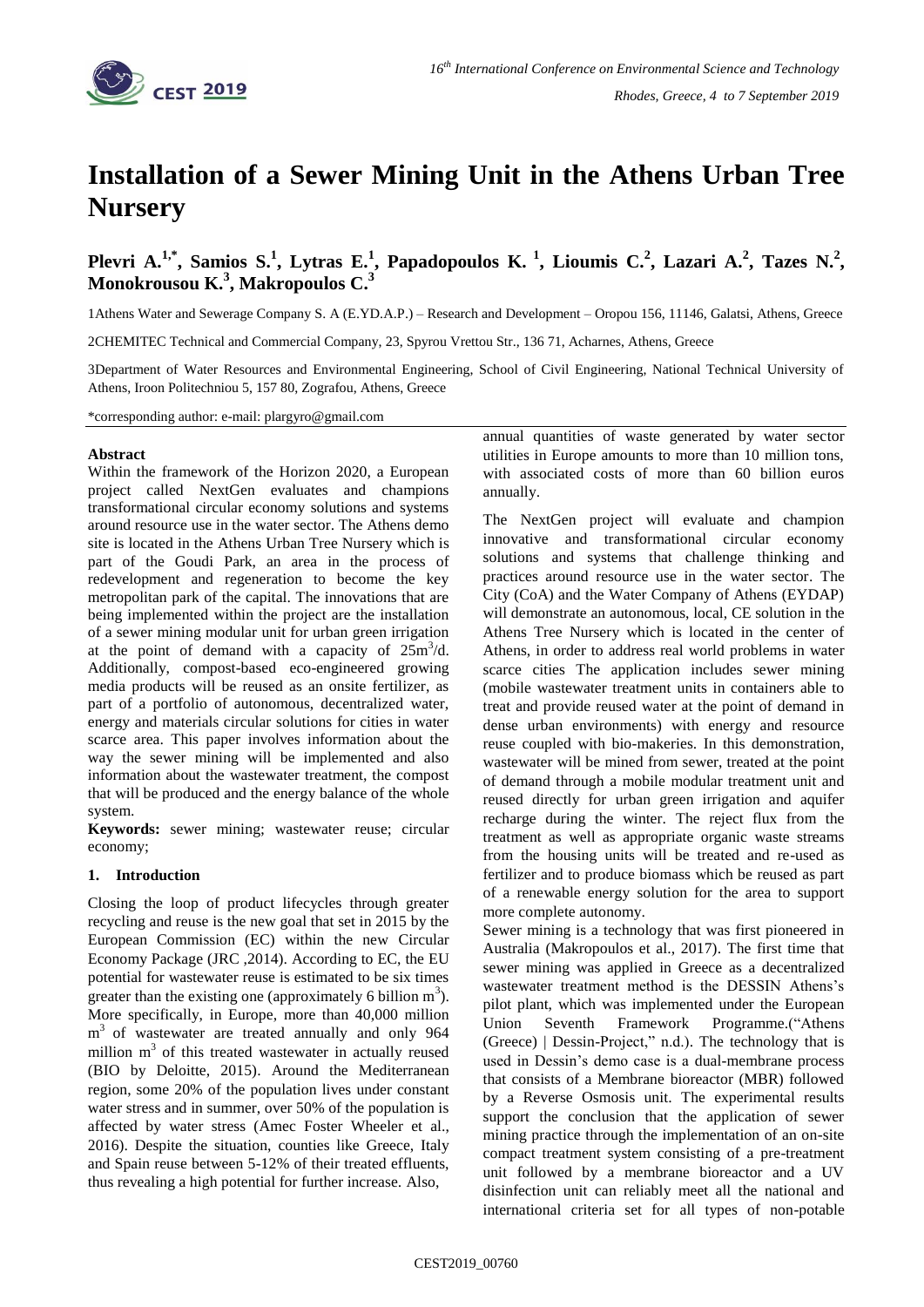# Installation of a Sewer Mining Unit in the Athens Urban Tree Nursery

**Plevri A.[1,*], Samios S.[1], Lytras E.[1], Papadopoulos K. [1], Lioumis C.[2], Lazari A.[2], Tazes N.[2], Monokrousou K.[3], Makropoulos C.[3]**

1Athens Water and Sewerage Company S. A (E.YD.A.P.) – Research and Development – Oropou 156, 11146, Galatsi, Athens, Greece

2CHEMITEC Technical and Commercial Company, 23, Spyrou Vrettou Str., 136 71, Acharnes, Athens, Greece

3Department of Water Resources and Environmental Engineering, School of Civil Engineering, National Technical University of Athens, Iroon Politechniou 5, 157 80, Zografou, Athens, Greece

*corresponding author: e-mail: plargyro@gmail.com

**Abstract**

Within the framework of the Horizon 2020, a European project called NextGen evaluates and champions transformational circular economy solutions and systems around resource use in the water sector. The Athens demo site is located in the Athens Urban Tree Nursery which is part of the Goudi Park, an area in the process of redevelopment and regeneration to become the key metropolitan park of the capital. The innovations that are being implemented within the project are the installation of a sewer mining modular unit for urban green irrigation at the point of demand with a capacity of $25m^3/d$. Additionally, compost-based eco-engineered growing media products will be reused as an onsite fertilizer, as part of a portfolio of autonomous, decentralized water, energy and materials circular solutions for cities in water scarce area. This paper involves information about the way the sewer mining will be implemented and also information about the wastewater treatment, the compost that will be produced and the energy balance of the whole system.

**Keywords:** sewer mining; wastewater reuse; circular economy;

## 1. Introduction

Closing the loop of product lifecycles through greater recycling and reuse is the new goal that set in 2015 by the European Commission (EC) within the new Circular Economy Package (JRC ,2014). According to EC, the EU potential for wastewater reuse is estimated to be six times greater than the existing one (approximately 6 billion $m^3$). More specifically, in Europe, more than 40,000 million $m^3$ of wastewater are treated annually and only 964 million $m^3$ of this treated wastewater in actually reused (BIO by Deloitte, 2015). Around the Mediterranean region, some 20% of the population lives under constant water stress and in summer, over 50% of the population is affected by water stress (Amec Foster Wheeler et al., 2016). Despite the situation, counties like Greece, Italy and Spain reuse between 5-12% of their treated effluents, thus revealing a high potential for further increase. Also, annual quantities of waste generated by water sector utilities in Europe amounts to more than 10 million tons, with associated costs of more than 60 billion euros annually.

The NextGen project will evaluate and champion innovative and transformational circular economy solutions and systems that challenge thinking and practices around resource use in the water sector. The City (CoA) and the Water Company of Athens (EYDAP) will demonstrate an autonomous, local, CE solution in the Athens Tree Nursery which is located in the center of Athens, in order to address real world problems in water scarce cities The application includes sewer mining (mobile wastewater treatment units in containers able to treat and provide reused water at the point of demand in dense urban environments) with energy and resource reuse coupled with bio-makeries. In this demonstration, wastewater will be mined from sewer, treated at the point of demand through a mobile modular treatment unit and reused directly for urban green irrigation and aquifer recharge during the winter. The reject flux from the treatment as well as appropriate organic waste streams from the housing units will be treated and re-used as fertilizer and to produce biomass which be reused as part of a renewable energy solution for the area to support more complete autonomy.

Sewer mining is a technology that was first pioneered in Australia (Makropoulos et al., 2017). The first time that sewer mining was applied in Greece as a decentralized wastewater treatment method is the DESSIN Athens's pilot plant, which was implemented under the European Union Seventh Framework Programme.("Athens (Greece) | Dessin-Project," n.d.). The technology that is used in Dessin's demo case is a dual-membrane process that consists of a Membrane bioreactor (MBR) followed by a Reverse Osmosis unit. The experimental results support the conclusion that the application of sewer mining practice through the implementation of an on-site compact treatment system consisting of a pre-treatment unit followed by a membrane bioreactor and a UV disinfection unit can reliably meet all the national and international criteria set for all types of non-potable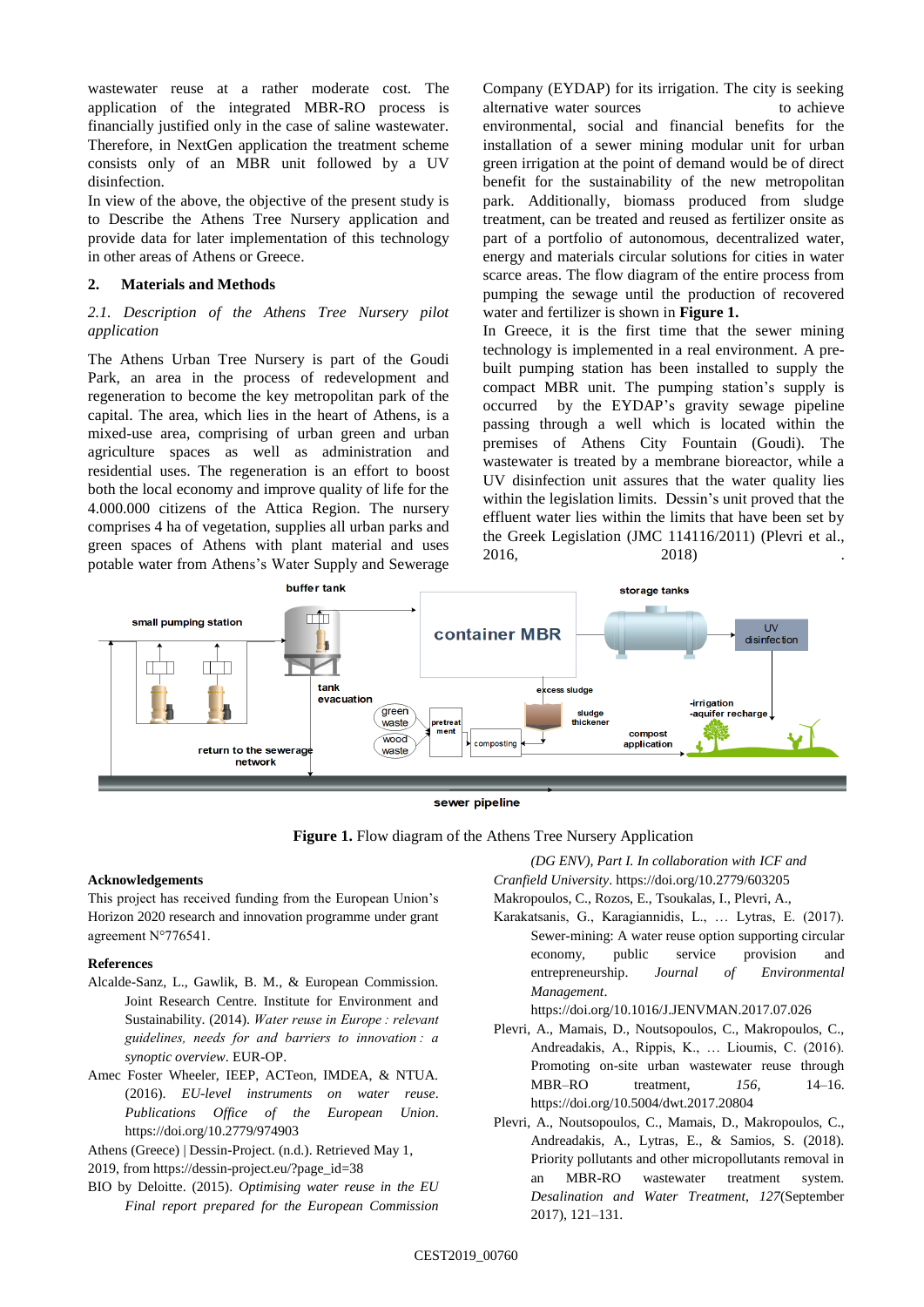wastewater reuse at a rather moderate cost. The application of the integrated MBR-RO process is financially justified only in the case of saline wastewater. Therefore, in NextGen application the treatment scheme consists only of an MBR unit followed by a UV disinfection.

In view of the above, the objective of the present study is to Describe the Athens Tree Nursery application and provide data for later implementation of this technology in other areas of Athens or Greece.

## 2. Materials and Methods

### *2.1. Description of the Athens Tree Nursery pilot application*

The Athens Urban Tree Nursery is part of the Goudi Park, an area in the process of redevelopment and regeneration to become the key metropolitan park of the capital. The area, which lies in the heart of Athens, is a mixed-use area, comprising of urban green and urban agriculture spaces as well as administration and residential uses. The regeneration is an effort to boost both the local economy and improve quality of life for the 4.000.000 citizens of the Attica Region. The nursery comprises 4 ha of vegetation, supplies all urban parks and green spaces of Athens with plant material and uses potable water from Athens's Water Supply and Sewerage Company (EYDAP) for its irrigation. The city is seeking alternative water sources to achieve environmental, social and financial benefits for the installation of a sewer mining modular unit for urban green irrigation at the point of demand would be of direct benefit for the sustainability of the new metropolitan park. Additionally, biomass produced from sludge treatment, can be treated and reused as fertilizer onsite as part of a portfolio of autonomous, decentralized water, energy and materials circular solutions for cities in water scarce areas. The flow diagram of the entire process from pumping the sewage until the production of recovered water and fertilizer is shown in **Figure 1.**

In Greece, it is the first time that the sewer mining technology is implemented in a real environment. A pre-built pumping station has been installed to supply the compact MBR unit. The pumping station's supply is occurred by the EYDAP's gravity sewage pipeline passing through a well which is located within the premises of Athens City Fountain (Goudi). The wastewater is treated by a membrane bioreactor, while a UV disinfection unit assures that the water quality lies within the legislation limits. Dessin's unit proved that the effluent water lies within the limits that have been set by the Greek Legislation (JMC 114116/2011) (Plevri et al., 2016, 2018) .

buffer tank
small pumping station
container MBR
storage tanks
UV disinfection
tank evacuation
excess sludge
green waste
wood waste
pretreatment
sludge thickener
composting
-irrigation
-aquifer recharge
compost application
return to the sewerage network
sewer pipeline

**Figure 1.** Flow diagram of the Athens Tree Nursery Application

## Acknowledgements

This project has received funding from the European Union's Horizon 2020 research and innovation programme under grant agreement N°776541.

## References

Alcalde-Sanz, L., Gawlik, B. M., & European Commission. Joint Research Centre. Institute for Environment and Sustainability. (2014). *Water reuse in Europe : relevant guidelines, needs for and barriers to innovation : a synoptic overview*. EUR-OP.

Amec Foster Wheeler, IEEP, ACTeon, IMDEA, & NTUA. (2016). *EU-level instruments on water reuse. Publications Office of the European Union*. https://doi.org/10.2779/974903

Athens (Greece) | Dessin-Project. (n.d.). Retrieved May 1, 2019, from https://dessin-project.eu/?page_id=38

BIO by Deloitte. (2015). *Optimising water reuse in the EU Final report prepared for the European Commission (DG ENV), Part I. In collaboration with ICF and Cranfield University*. https://doi.org/10.2779/603205

Makropoulos, C., Rozos, E., Tsoukalas, I., Plevri, A., Karakatsanis, G., Karagiannidis, L., … Lytras, E. (2017). Sewer-mining: A water reuse option supporting circular economy, public service provision and entrepreneurship. *Journal of Environmental Management*. https://doi.org/10.1016/J.JENVMAN.2017.07.026

Plevri, A., Mamais, D., Noutsopoulos, C., Makropoulos, C., Andreadakis, A., Rippis, K., … Lioumis, C. (2016). Promoting on-site urban wastewater reuse through MBR–RO treatment, *156*, 14–16. https://doi.org/10.5004/dwt.2017.20804

Plevri, A., Noutsopoulos, C., Mamais, D., Makropoulos, C., Andreadakis, A., Lytras, E., & Samios, S. (2018). Priority pollutants and other micropollutants removal in an MBR-RO wastewater treatment system. *Desalination and Water Treatment*, *127*(September 2017), 121–131.